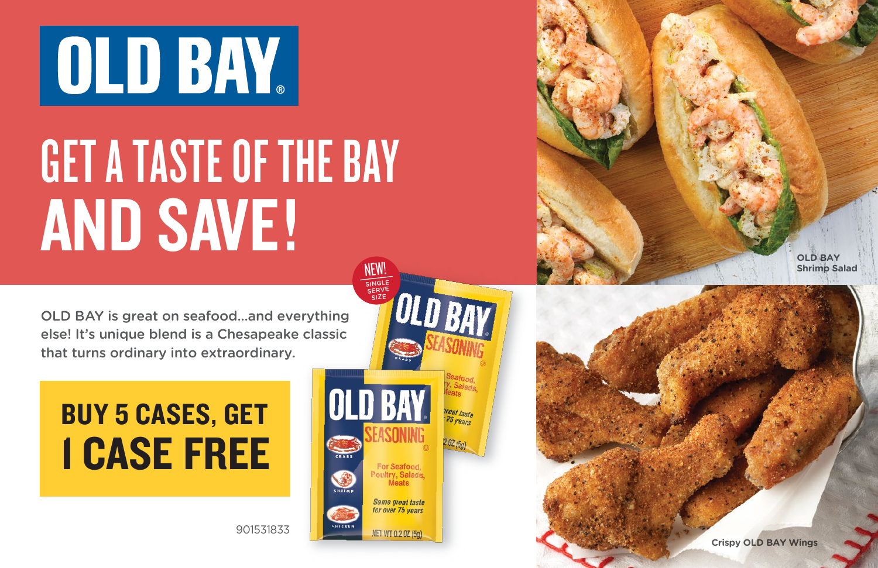# OLD BAY®

## GET A TASTE OF THE BAY AND SAVE!

NEW! SINGLE SERVE SIZE

OLD BAY is great on seafood...and everything else! It's unique blend is a Chesapeake classic that turns ordinary into extraordinary.

## BUY 5 CASES, GET 1 CASE FREE

901531833

OLD BAY Shrimp Salad

Crispy OLD BAY Wings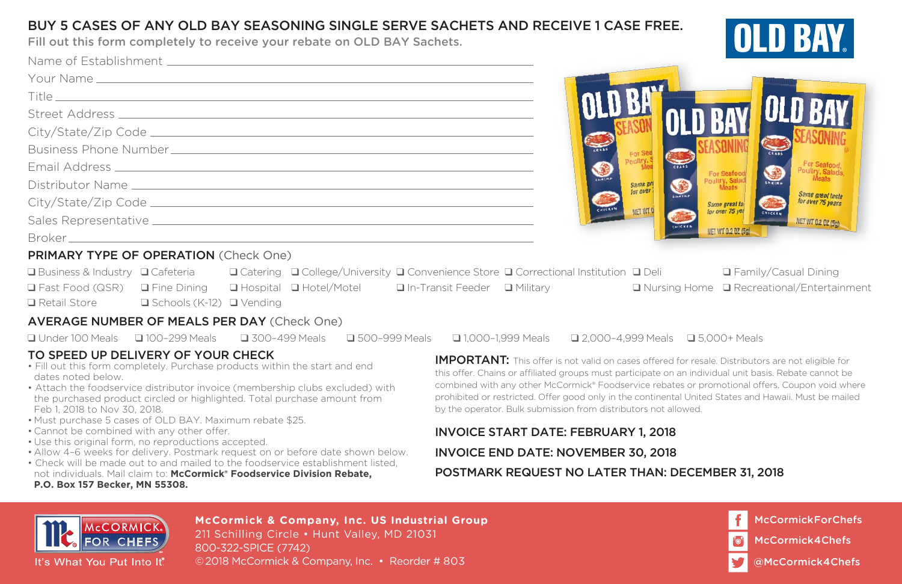# BUY 5 CASES OF ANY OLD BAY SEASONING SINGLE SERVE SACHETS AND RECEIVE 1 CASE FREE.

Fill out this form completely to receive your rebate on OLD BAY Sachets.

OLD BAY®

Name of Establishment ______________________________

Your Name ______________________________

Title ______________________________

Street Address ______________________________

City/State/Zip Code ______________________________

Business Phone Number ______________________________

Email Address ______________________________

Distributor Name ______________________________

City/State/Zip Code ______________________________

Sales Representative ______________________________

Broker ______________________________

## PRIMARY TYPE OF OPERATION (Check One)

❑ Business & Industry ❑ Cafeteria ❑ Catering ❑ College/University ❑ Convenience Store ❑ Correctional Institution ❑ Deli ❑ Family/Casual Dining ❑ Fast Food (QSR) ❑ Fine Dining ❑ Hospital ❑ Hotel/Motel ❑ In-Transit Feeder ❑ Military ❑ Nursing Home ❑ Recreational/Entertainment ❑ Retail Store ❑ Schools (K-12) ❑ Vending

## AVERAGE NUMBER OF MEALS PER DAY (Check One)

❑ Under 100 Meals ❑ 100–299 Meals ❑ 300–499 Meals ❑ 500–999 Meals ❑ 1,000–1,999 Meals ❑ 2,000–4,999 Meals ❑ 5,000+ Meals

## TO SPEED UP DELIVERY OF YOUR CHECK

- Fill out this form completely. Purchase products within the start and end dates noted below.
- Attach the foodservice distributor invoice (membership clubs excluded) with the purchased product circled or highlighted. Total purchase amount from Feb 1, 2018 to Nov 30, 2018.
- Must purchase 5 cases of OLD BAY. Maximum rebate $25.
- Cannot be combined with any other offer.
- Use this original form, no reproductions accepted.
- Allow 4–6 weeks for delivery. Postmark request on or before date shown below.
- Check will be made out to and mailed to the foodservice establishment listed, not individuals. Mail claim to: **McCormick® Foodservice Division Rebate, P.O. Box 157 Becker, MN 55308.**

**IMPORTANT:** This offer is not valid on cases offered for resale. Distributors are not eligible for this offer. Chains or affiliated groups must participate on an individual unit basis. Rebate cannot be combined with any other McCormick® Foodservice rebates or promotional offers. Coupon void where prohibited or restricted. Offer good only in the continental United States and Hawaii. Must be mailed by the operator. Bulk submission from distributors not allowed.

INVOICE START DATE: FEBRUARY 1, 2018

INVOICE END DATE: NOVEMBER 30, 2018

POSTMARK REQUEST NO LATER THAN: DECEMBER 31, 2018

McCORMICK® FOR CHEFS
It's What You Put Into It®

**McCormick & Company, Inc. US Industrial Group**
211 Schilling Circle • Hunt Valley, MD 21031
800-322-SPICE (7742)
©2018 McCormick & Company, Inc. • Reorder # 803

McCormickForChefs
McCormick4Chefs
@McCormick4Chefs